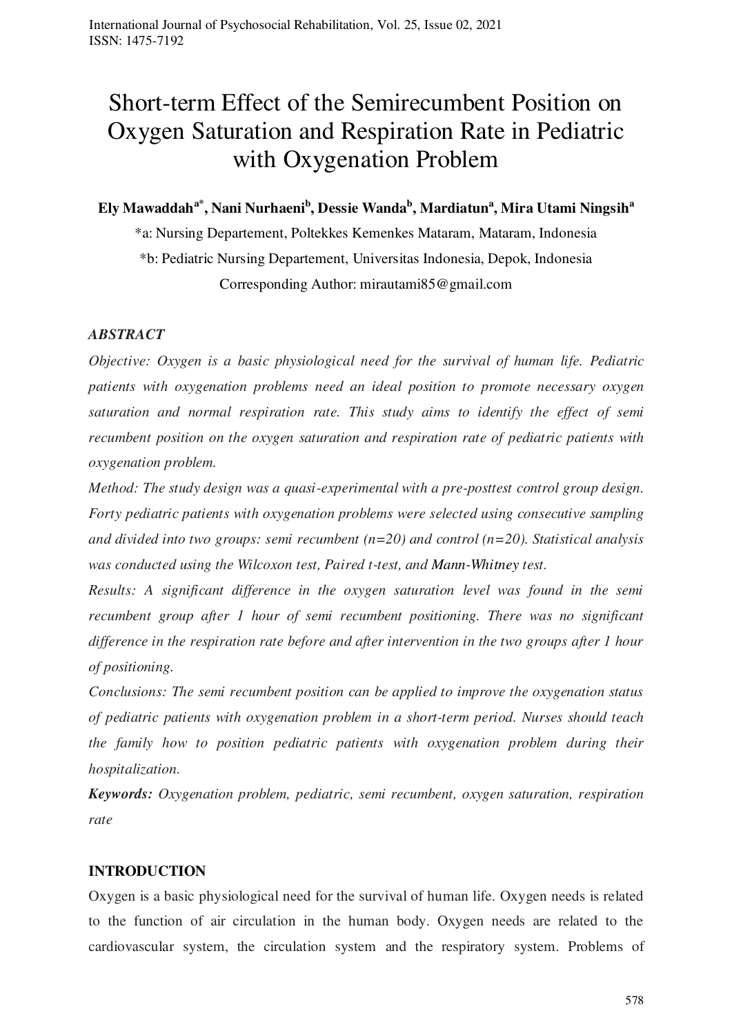# Short-term Effect of the Semirecumbent Position on Oxygen Saturation and Respiration Rate in Pediatric with Oxygenation Problem

**Ely Mawaddah[a*], Nani Nurhaeni[b], Dessie Wanda[b], Mardiatun[a], Mira Utami Ningsih[a]**

*a: Nursing Departement, Poltekkes Kemenkes Mataram, Mataram, Indonesia

*b: Pediatric Nursing Departement, Universitas Indonesia, Depok, Indonesia

Corresponding Author: mirautami85@gmail.com

### *ABSTRACT*

*Objective: Oxygen is a basic physiological need for the survival of human life. Pediatric patients with oxygenation problems need an ideal position to promote necessary oxygen saturation and normal respiration rate. This study aims to identify the effect of semi recumbent position on the oxygen saturation and respiration rate of pediatric patients with oxygenation problem.*

*Method: The study design was a quasi-experimental with a pre-posttest control group design. Forty pediatric patients with oxygenation problems were selected using consecutive sampling and divided into two groups: semi recumbent (n=20) and control (n=20). Statistical analysis was conducted using the Wilcoxon test, Paired t-test, and Mann-Whitney test.*

*Results: A significant difference in the oxygen saturation level was found in the semi recumbent group after 1 hour of semi recumbent positioning. There was no significant difference in the respiration rate before and after intervention in the two groups after 1 hour of positioning.*

*Conclusions: The semi recumbent position can be applied to improve the oxygenation status of pediatric patients with oxygenation problem in a short-term period. Nurses should teach the family how to position pediatric patients with oxygenation problem during their hospitalization.*

***Keywords:*** *Oxygenation problem, pediatric, semi recumbent, oxygen saturation, respiration rate*

## INTRODUCTION

Oxygen is a basic physiological need for the survival of human life. Oxygen needs is related to the function of air circulation in the human body. Oxygen needs are related to the cardiovascular system, the circulation system and the respiratory system. Problems of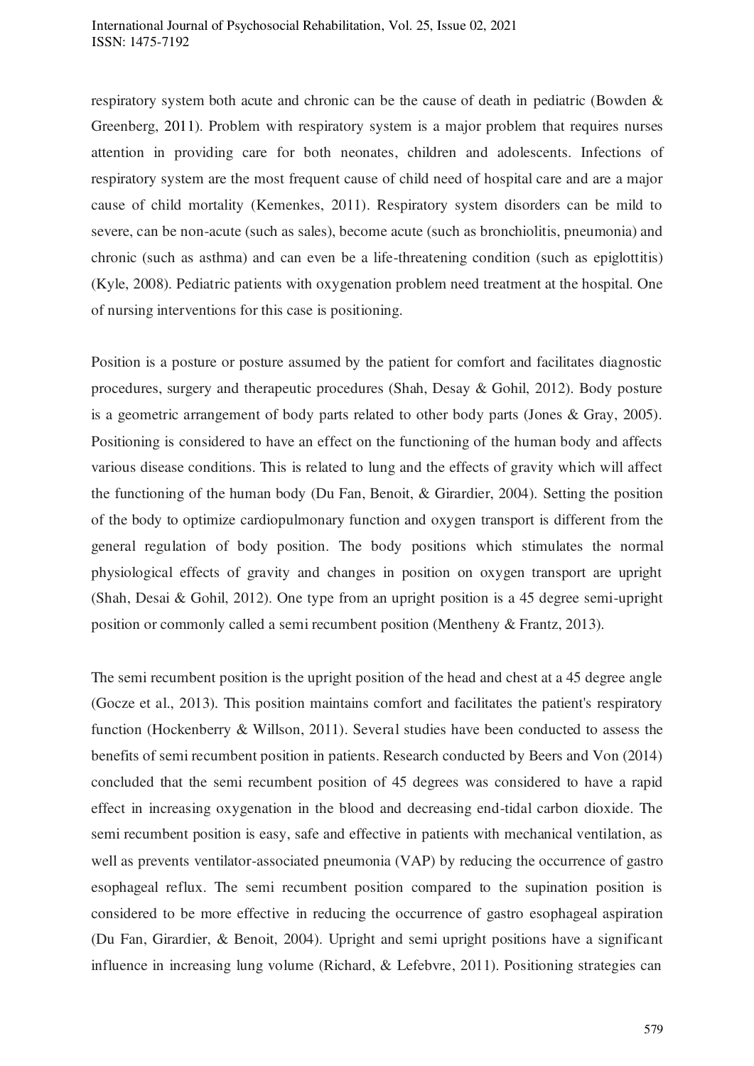respiratory system both acute and chronic can be the cause of death in pediatric (Bowden & Greenberg, 2011). Problem with respiratory system is a major problem that requires nurses attention in providing care for both neonates, children and adolescents. Infections of respiratory system are the most frequent cause of child need of hospital care and are a major cause of child mortality (Kemenkes, 2011). Respiratory system disorders can be mild to severe, can be non-acute (such as sales), become acute (such as bronchiolitis, pneumonia) and chronic (such as asthma) and can even be a life-threatening condition (such as epiglottitis) (Kyle, 2008). Pediatric patients with oxygenation problem need treatment at the hospital. One of nursing interventions for this case is positioning.

Position is a posture or posture assumed by the patient for comfort and facilitates diagnostic procedures, surgery and therapeutic procedures (Shah, Desay & Gohil, 2012). Body posture is a geometric arrangement of body parts related to other body parts (Jones & Gray, 2005). Positioning is considered to have an effect on the functioning of the human body and affects various disease conditions. This is related to lung and the effects of gravity which will affect the functioning of the human body (Du Fan, Benoit, & Girardier, 2004). Setting the position of the body to optimize cardiopulmonary function and oxygen transport is different from the general regulation of body position. The body positions which stimulates the normal physiological effects of gravity and changes in position on oxygen transport are upright (Shah, Desai & Gohil, 2012). One type from an upright position is a 45 degree semi-upright position or commonly called a semi recumbent position (Mentheny & Frantz, 2013).

The semi recumbent position is the upright position of the head and chest at a 45 degree angle (Gocze et al., 2013). This position maintains comfort and facilitates the patient's respiratory function (Hockenberry & Willson, 2011). Several studies have been conducted to assess the benefits of semi recumbent position in patients. Research conducted by Beers and Von (2014) concluded that the semi recumbent position of 45 degrees was considered to have a rapid effect in increasing oxygenation in the blood and decreasing end-tidal carbon dioxide. The semi recumbent position is easy, safe and effective in patients with mechanical ventilation, as well as prevents ventilator-associated pneumonia (VAP) by reducing the occurrence of gastro esophageal reflux. The semi recumbent position compared to the supination position is considered to be more effective in reducing the occurrence of gastro esophageal aspiration (Du Fan, Girardier, & Benoit, 2004). Upright and semi upright positions have a significant influence in increasing lung volume (Richard, & Lefebvre, 2011). Positioning strategies can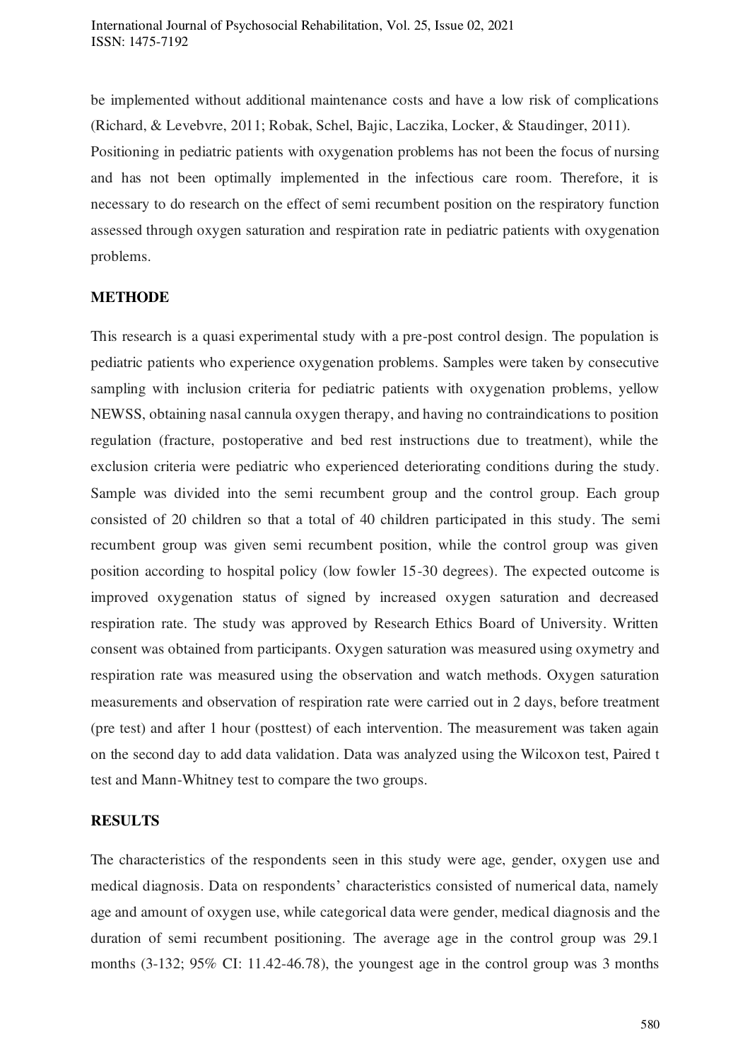be implemented without additional maintenance costs and have a low risk of complications (Richard, & Levebvre, 2011; Robak, Schel, Bajic, Laczika, Locker, & Staudinger, 2011). Positioning in pediatric patients with oxygenation problems has not been the focus of nursing and has not been optimally implemented in the infectious care room. Therefore, it is necessary to do research on the effect of semi recumbent position on the respiratory function assessed through oxygen saturation and respiration rate in pediatric patients with oxygenation problems.

## METHODE

This research is a quasi experimental study with a pre-post control design. The population is pediatric patients who experience oxygenation problems. Samples were taken by consecutive sampling with inclusion criteria for pediatric patients with oxygenation problems, yellow NEWSS, obtaining nasal cannula oxygen therapy, and having no contraindications to position regulation (fracture, postoperative and bed rest instructions due to treatment), while the exclusion criteria were pediatric who experienced deteriorating conditions during the study. Sample was divided into the semi recumbent group and the control group. Each group consisted of 20 children so that a total of 40 children participated in this study. The semi recumbent group was given semi recumbent position, while the control group was given position according to hospital policy (low fowler 15-30 degrees). The expected outcome is improved oxygenation status of signed by increased oxygen saturation and decreased respiration rate. The study was approved by Research Ethics Board of University. Written consent was obtained from participants. Oxygen saturation was measured using oxymetry and respiration rate was measured using the observation and watch methods. Oxygen saturation measurements and observation of respiration rate were carried out in 2 days, before treatment (pre test) and after 1 hour (posttest) of each intervention. The measurement was taken again on the second day to add data validation. Data was analyzed using the Wilcoxon test, Paired t test and Mann-Whitney test to compare the two groups.

## RESULTS

The characteristics of the respondents seen in this study were age, gender, oxygen use and medical diagnosis. Data on respondents' characteristics consisted of numerical data, namely age and amount of oxygen use, while categorical data were gender, medical diagnosis and the duration of semi recumbent positioning. The average age in the control group was 29.1 months (3-132; 95% CI: 11.42-46.78), the youngest age in the control group was 3 months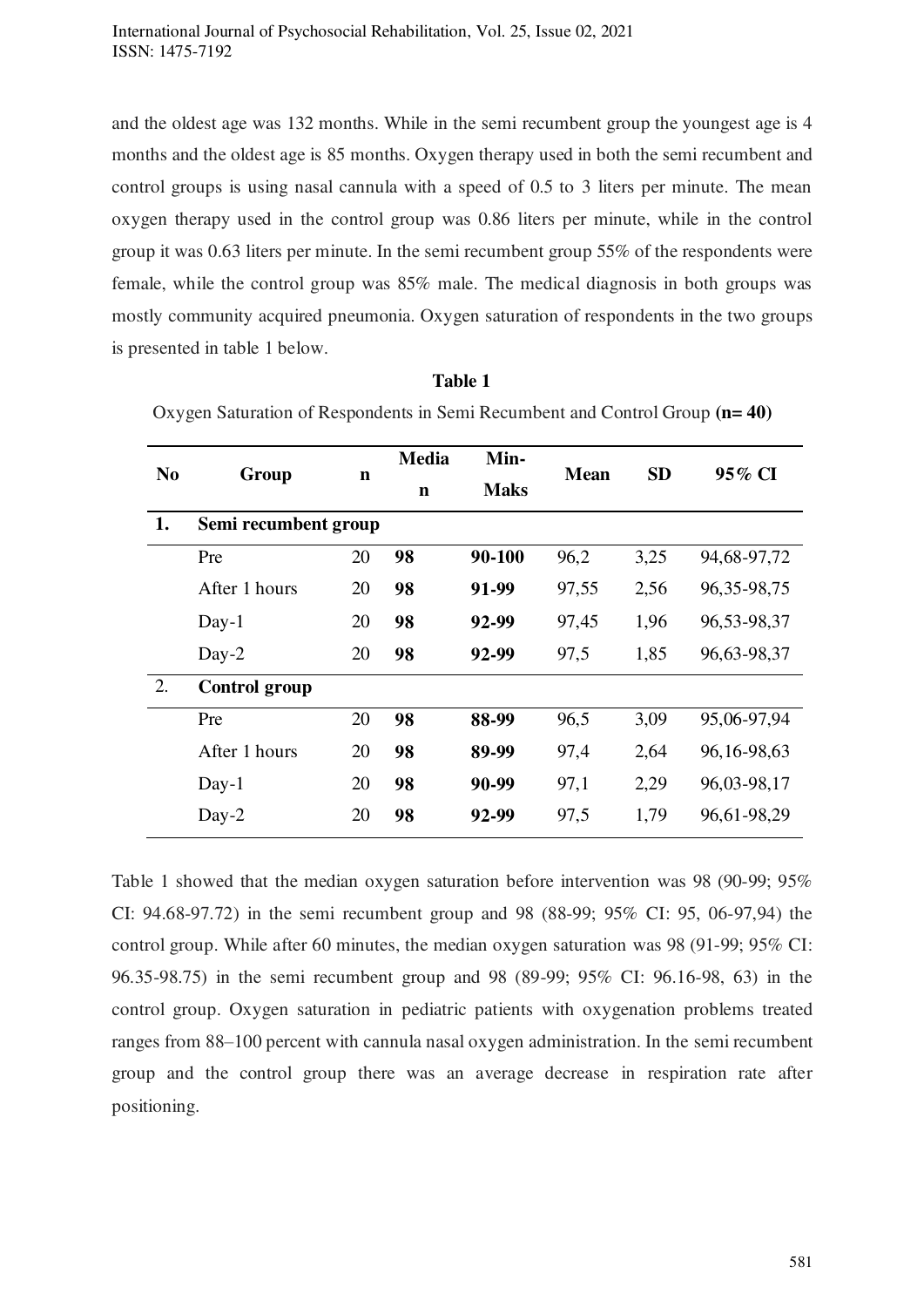and the oldest age was 132 months. While in the semi recumbent group the youngest age is 4 months and the oldest age is 85 months. Oxygen therapy used in both the semi recumbent and control groups is using nasal cannula with a speed of 0.5 to 3 liters per minute. The mean oxygen therapy used in the control group was 0.86 liters per minute, while in the control group it was 0.63 liters per minute. In the semi recumbent group 55% of the respondents were female, while the control group was 85% male. The medical diagnosis in both groups was mostly community acquired pneumonia. Oxygen saturation of respondents in the two groups is presented in table 1 below.

**Table 1**

Oxygen Saturation of Respondents in Semi Recumbent and Control Group **(n= 40)**

| No | Group | n | Median | Min-Maks | Mean | SD | 95% CI |
|---|---|---|---|---|---|---|---|
| **1.** | **Semi recumbent group** | | | | | | |
| | Pre | 20 | **98** | **90-100** | 96,2 | 3,25 | 94,68-97,72 |
| | After 1 hours | 20 | **98** | **91-99** | 97,55 | 2,56 | 96,35-98,75 |
| | Day-1 | 20 | **98** | **92-99** | 97,45 | 1,96 | 96,53-98,37 |
| | Day-2 | 20 | **98** | **92-99** | 97,5 | 1,85 | 96,63-98,37 |
| 2. | **Control group** | | | | | | |
| | Pre | 20 | **98** | **88-99** | 96,5 | 3,09 | 95,06-97,94 |
| | After 1 hours | 20 | **98** | **89-99** | 97,4 | 2,64 | 96,16-98,63 |
| | Day-1 | 20 | **98** | **90-99** | 97,1 | 2,29 | 96,03-98,17 |
| | Day-2 | 20 | **98** | **92-99** | 97,5 | 1,79 | 96,61-98,29 |

Table 1 showed that the median oxygen saturation before intervention was 98 (90-99; 95% CI: 94.68-97.72) in the semi recumbent group and 98 (88-99; 95% CI: 95, 06-97,94) the control group. While after 60 minutes, the median oxygen saturation was 98 (91-99; 95% CI: 96.35-98.75) in the semi recumbent group and 98 (89-99; 95% CI: 96.16-98, 63) in the control group. Oxygen saturation in pediatric patients with oxygenation problems treated ranges from 88–100 percent with cannula nasal oxygen administration. In the semi recumbent group and the control group there was an average decrease in respiration rate after positioning.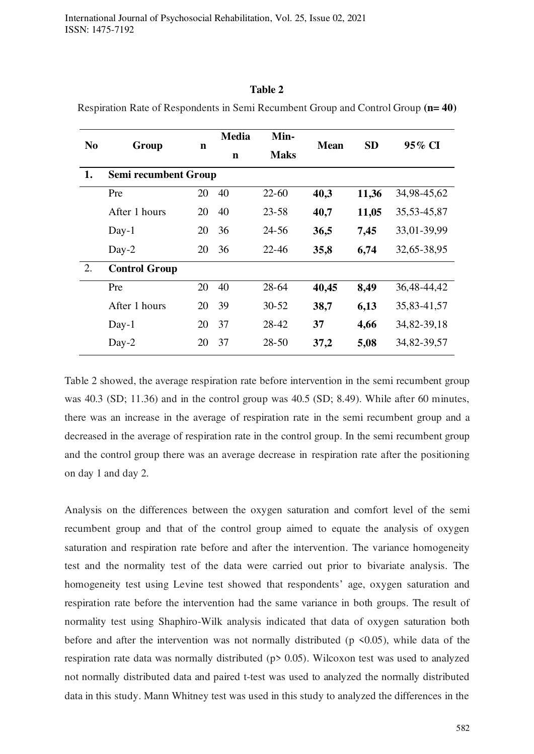**Table 2**

Respiration Rate of Respondents in Semi Recumbent Group and Control Group **(n= 40)**

| No | Group | n | Median | Min-Maks | Mean | SD | 95% CI |
|---|---|---|---|---|---|---|---|
| 1. | **Semi recumbent Group** | | | | | | |
| | Pre | 20 | 40 | 22-60 | **40,3** | **11,36** | 34,98-45,62 |
| | After 1 hours | 20 | 40 | 23-58 | **40,7** | **11,05** | 35,53-45,87 |
| | Day-1 | 20 | 36 | 24-56 | **36,5** | **7,45** | 33,01-39,99 |
| | Day-2 | 20 | 36 | 22-46 | **35,8** | **6,74** | 32,65-38,95 |
| 2. | **Control Group** | | | | | | |
| | Pre | 20 | 40 | 28-64 | **40,45** | **8,49** | 36,48-44,42 |
| | After 1 hours | 20 | 39 | 30-52 | **38,7** | **6,13** | 35,83-41,57 |
| | Day-1 | 20 | 37 | 28-42 | **37** | **4,66** | 34,82-39,18 |
| | Day-2 | 20 | 37 | 28-50 | **37,2** | **5,08** | 34,82-39,57 |

Table 2 showed, the average respiration rate before intervention in the semi recumbent group was 40.3 (SD; 11.36) and in the control group was 40.5 (SD; 8.49). While after 60 minutes, there was an increase in the average of respiration rate in the semi recumbent group and a decreased in the average of respiration rate in the control group. In the semi recumbent group and the control group there was an average decrease in respiration rate after the positioning on day 1 and day 2.

Analysis on the differences between the oxygen saturation and comfort level of the semi recumbent group and that of the control group aimed to equate the analysis of oxygen saturation and respiration rate before and after the intervention. The variance homogeneity test and the normality test of the data were carried out prior to bivariate analysis. The homogeneity test using Levine test showed that respondents' age, oxygen saturation and respiration rate before the intervention had the same variance in both groups. The result of normality test using Shaphiro-Wilk analysis indicated that data of oxygen saturation both before and after the intervention was not normally distributed ($p < 0.05$), while data of the respiration rate data was normally distributed ($p > 0.05$). Wilcoxon test was used to analyzed not normally distributed data and paired t-test was used to analyzed the normally distributed data in this study. Mann Whitney test was used in this study to analyzed the differences in the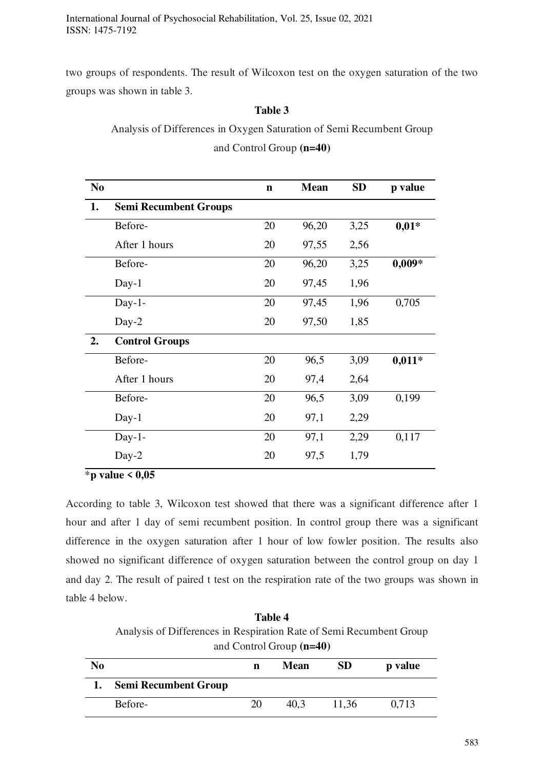two groups of respondents. The result of Wilcoxon test on the oxygen saturation of the two groups was shown in table 3.

**Table 3**

Analysis of Differences in Oxygen Saturation of Semi Recumbent Group and Control Group **(n=40)**

| No | | n | Mean | SD | p value |
|---|---|---|---|---|---|
| **1.** | **Semi Recumbent Groups** | | | | |
| | Before- | 20 | 96,20 | 3,25 | **0,01*** |
| | After 1 hours | 20 | 97,55 | 2,56 | |
| | Before- | 20 | 96,20 | 3,25 | **0,009*** |
| | Day-1 | 20 | 97,45 | 1,96 | |
| | Day-1- | 20 | 97,45 | 1,96 | 0,705 |
| | Day-2 | 20 | 97,50 | 1,85 | |
| **2.** | **Control Groups** | | | | |
| | Before- | 20 | 96,5 | 3,09 | **0,011*** |
| | After 1 hours | 20 | 97,4 | 2,64 | |
| | Before- | 20 | 96,5 | 3,09 | 0,199 |
| | Day-1 | 20 | 97,1 | 2,29 | |
| | Day-1- | 20 | 97,1 | 2,29 | 0,117 |
| | Day-2 | 20 | 97,5 | 1,79 | |

*__p value < 0,05__

According to table 3, Wilcoxon test showed that there was a significant difference after 1 hour and after 1 day of semi recumbent position. In control group there was a significant difference in the oxygen saturation after 1 hour of low fowler position. The results also showed no significant difference of oxygen saturation between the control group on day 1 and day 2. The result of paired t test on the respiration rate of the two groups was shown in table 4 below.

**Table 4**

Analysis of Differences in Respiration Rate of Semi Recumbent Group and Control Group **(n=40)**

| No | | n | Mean | SD | p value |
|---|---|---|---|---|---|
| **1.** | **Semi Recumbent Group** | | | | |
| | Before- | 20 | 40,3 | 11,36 | 0,713 |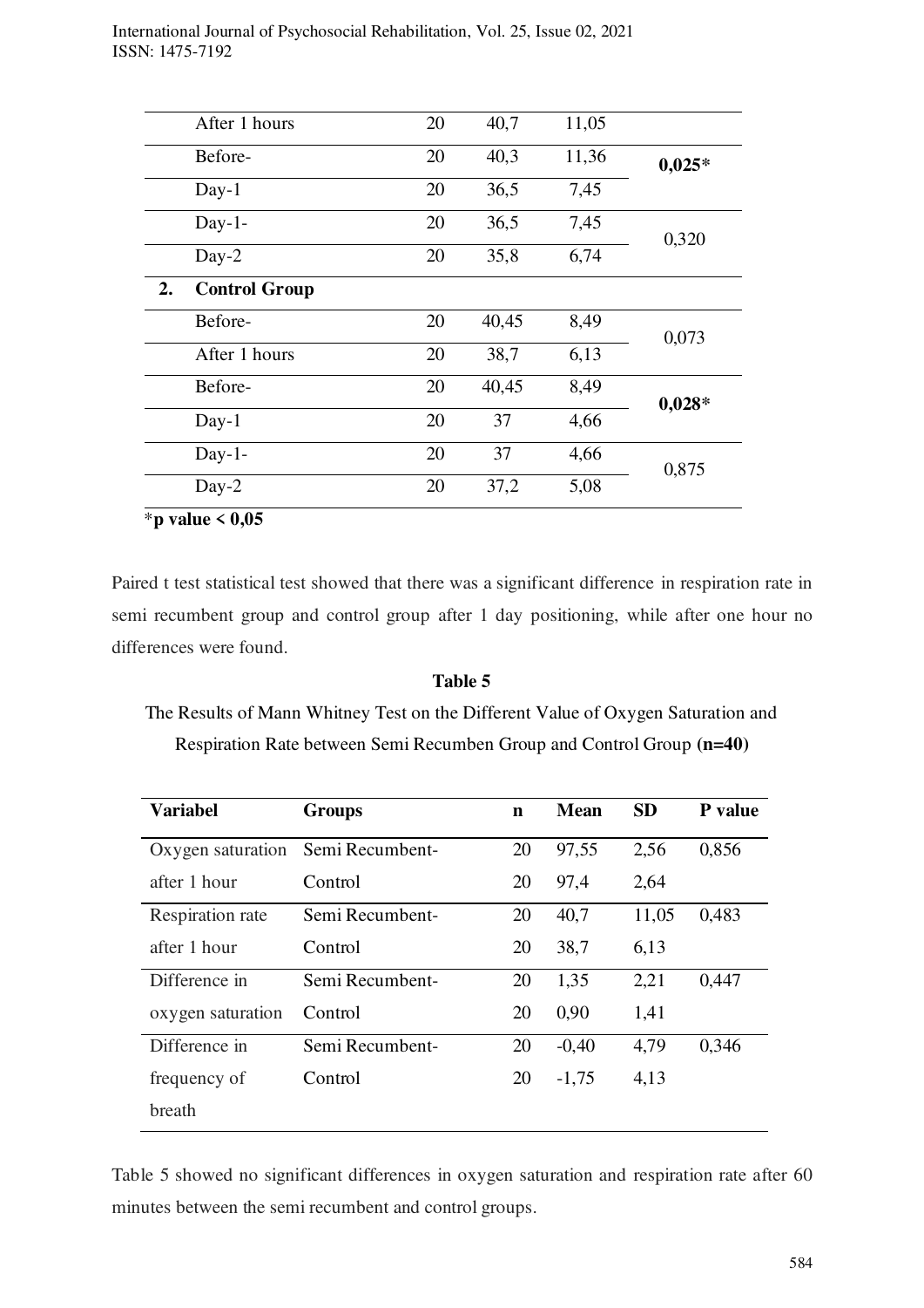| | | | | | |
|---|---|---|---|---|---|
| | After 1 hours | 20 | 40,7 | 11,05 | |
| | Before- | 20 | 40,3 | 11,36 | **0,025*** |
| | Day-1 | 20 | 36,5 | 7,45 | |
| | Day-1- | 20 | 36,5 | 7,45 | 0,320 |
| | Day-2 | 20 | 35,8 | 6,74 | |
| **2.** | **Control Group** | | | | |
| | Before- | 20 | 40,45 | 8,49 | 0,073 |
| | After 1 hours | 20 | 38,7 | 6,13 | |
| | Before- | 20 | 40,45 | 8,49 | **0,028*** |
| | Day-1 | 20 | 37 | 4,66 | |
| | Day-1- | 20 | 37 | 4,66 | 0,875 |
| | Day-2 | 20 | 37,2 | 5,08 | |

***p value < 0,05**

Paired t test statistical test showed that there was a significant difference in respiration rate in semi recumbent group and control group after 1 day positioning, while after one hour no differences were found.

**Table 5**

The Results of Mann Whitney Test on the Different Value of Oxygen Saturation and Respiration Rate between Semi Recumben Group and Control Group **(n=40)**

| Variabel | Groups | n | Mean | SD | P value |
|---|---|---|---|---|---|
| Oxygen saturation after 1 hour | Semi Recumbent- | 20 | 97,55 | 2,56 | 0,856 |
| | Control | 20 | 97,4 | 2,64 | |
| Respiration rate after 1 hour | Semi Recumbent- | 20 | 40,7 | 11,05 | 0,483 |
| | Control | 20 | 38,7 | 6,13 | |
| Difference in oxygen saturation | Semi Recumbent- | 20 | 1,35 | 2,21 | 0,447 |
| | Control | 20 | 0,90 | 1,41 | |
| Difference in frequency of breath | Semi Recumbent- | 20 | -0,40 | 4,79 | 0,346 |
| | Control | 20 | -1,75 | 4,13 | |

Table 5 showed no significant differences in oxygen saturation and respiration rate after 60 minutes between the semi recumbent and control groups.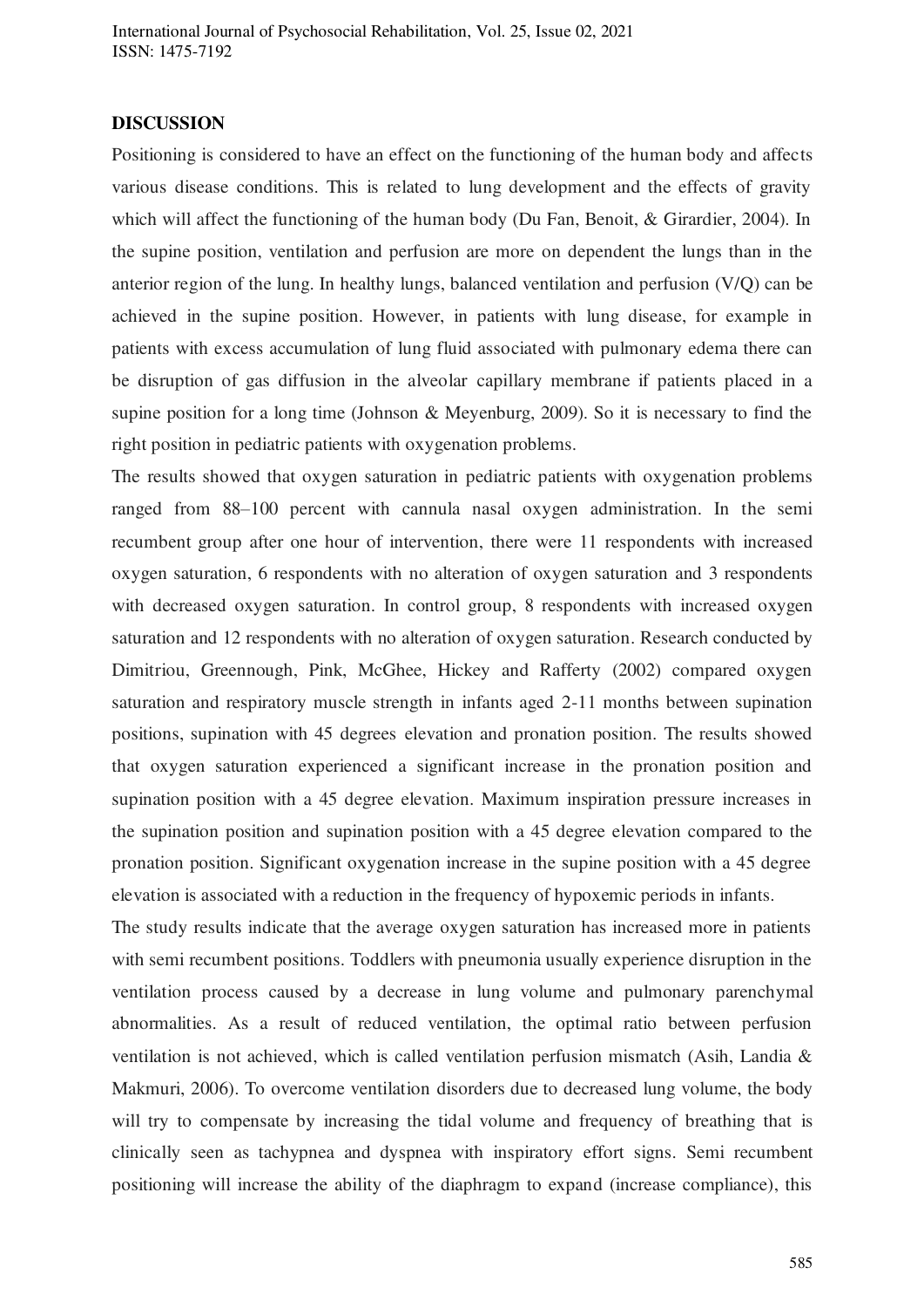## DISCUSSION

Positioning is considered to have an effect on the functioning of the human body and affects various disease conditions. This is related to lung development and the effects of gravity which will affect the functioning of the human body (Du Fan, Benoit, & Girardier, 2004). In the supine position, ventilation and perfusion are more on dependent the lungs than in the anterior region of the lung. In healthy lungs, balanced ventilation and perfusion (V/Q) can be achieved in the supine position. However, in patients with lung disease, for example in patients with excess accumulation of lung fluid associated with pulmonary edema there can be disruption of gas diffusion in the alveolar capillary membrane if patients placed in a supine position for a long time (Johnson & Meyenburg, 2009). So it is necessary to find the right position in pediatric patients with oxygenation problems.

The results showed that oxygen saturation in pediatric patients with oxygenation problems ranged from 88–100 percent with cannula nasal oxygen administration. In the semi recumbent group after one hour of intervention, there were 11 respondents with increased oxygen saturation, 6 respondents with no alteration of oxygen saturation and 3 respondents with decreased oxygen saturation. In control group, 8 respondents with increased oxygen saturation and 12 respondents with no alteration of oxygen saturation. Research conducted by Dimitriou, Greennough, Pink, McGhee, Hickey and Rafferty (2002) compared oxygen saturation and respiratory muscle strength in infants aged 2-11 months between supination positions, supination with 45 degrees elevation and pronation position. The results showed that oxygen saturation experienced a significant increase in the pronation position and supination position with a 45 degree elevation. Maximum inspiration pressure increases in the supination position and supination position with a 45 degree elevation compared to the pronation position. Significant oxygenation increase in the supine position with a 45 degree elevation is associated with a reduction in the frequency of hypoxemic periods in infants.

The study results indicate that the average oxygen saturation has increased more in patients with semi recumbent positions. Toddlers with pneumonia usually experience disruption in the ventilation process caused by a decrease in lung volume and pulmonary parenchymal abnormalities. As a result of reduced ventilation, the optimal ratio between perfusion ventilation is not achieved, which is called ventilation perfusion mismatch (Asih, Landia & Makmuri, 2006). To overcome ventilation disorders due to decreased lung volume, the body will try to compensate by increasing the tidal volume and frequency of breathing that is clinically seen as tachypnea and dyspnea with inspiratory effort signs. Semi recumbent positioning will increase the ability of the diaphragm to expand (increase compliance), this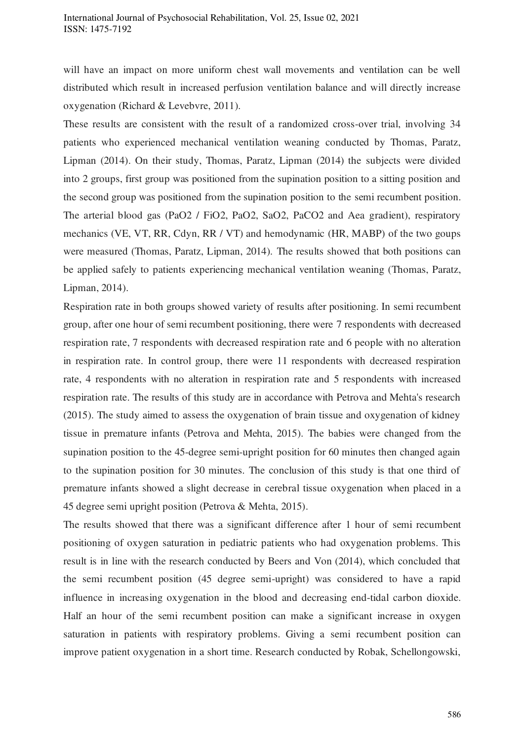will have an impact on more uniform chest wall movements and ventilation can be well distributed which result in increased perfusion ventilation balance and will directly increase oxygenation (Richard & Levebvre, 2011).

These results are consistent with the result of a randomized cross-over trial, involving 34 patients who experienced mechanical ventilation weaning conducted by Thomas, Paratz, Lipman (2014). On their study, Thomas, Paratz, Lipman (2014) the subjects were divided into 2 groups, first group was positioned from the supination position to a sitting position and the second group was positioned from the supination position to the semi recumbent position. The arterial blood gas (PaO2 / FiO2, PaO2, SaO2, PaCO2 and Aea gradient), respiratory mechanics (VE, VT, RR, Cdyn, RR / VT) and hemodynamic (HR, MABP) of the two goups were measured (Thomas, Paratz, Lipman, 2014). The results showed that both positions can be applied safely to patients experiencing mechanical ventilation weaning (Thomas, Paratz, Lipman, 2014).

Respiration rate in both groups showed variety of results after positioning. In semi recumbent group, after one hour of semi recumbent positioning, there were 7 respondents with decreased respiration rate, 7 respondents with decreased respiration rate and 6 people with no alteration in respiration rate. In control group, there were 11 respondents with decreased respiration rate, 4 respondents with no alteration in respiration rate and 5 respondents with increased respiration rate. The results of this study are in accordance with Petrova and Mehta's research (2015). The study aimed to assess the oxygenation of brain tissue and oxygenation of kidney tissue in premature infants (Petrova and Mehta, 2015). The babies were changed from the supination position to the 45-degree semi-upright position for 60 minutes then changed again to the supination position for 30 minutes. The conclusion of this study is that one third of premature infants showed a slight decrease in cerebral tissue oxygenation when placed in a 45 degree semi upright position (Petrova & Mehta, 2015).

The results showed that there was a significant difference after 1 hour of semi recumbent positioning of oxygen saturation in pediatric patients who had oxygenation problems. This result is in line with the research conducted by Beers and Von (2014), which concluded that the semi recumbent position (45 degree semi-upright) was considered to have a rapid influence in increasing oxygenation in the blood and decreasing end-tidal carbon dioxide. Half an hour of the semi recumbent position can make a significant increase in oxygen saturation in patients with respiratory problems. Giving a semi recumbent position can improve patient oxygenation in a short time. Research conducted by Robak, Schellongowski,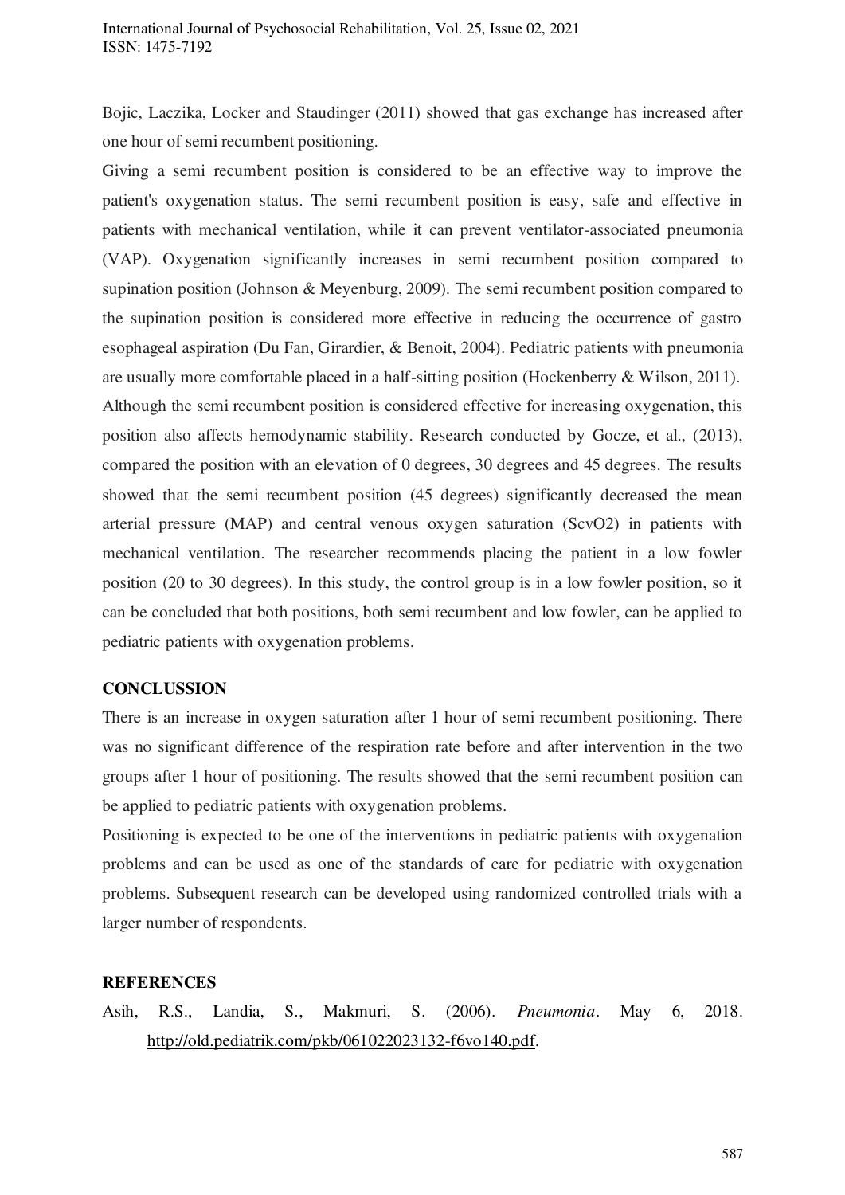Bojic, Laczika, Locker and Staudinger (2011) showed that gas exchange has increased after one hour of semi recumbent positioning.

Giving a semi recumbent position is considered to be an effective way to improve the patient's oxygenation status. The semi recumbent position is easy, safe and effective in patients with mechanical ventilation, while it can prevent ventilator-associated pneumonia (VAP). Oxygenation significantly increases in semi recumbent position compared to supination position (Johnson & Meyenburg, 2009). The semi recumbent position compared to the supination position is considered more effective in reducing the occurrence of gastro esophageal aspiration (Du Fan, Girardier, & Benoit, 2004). Pediatric patients with pneumonia are usually more comfortable placed in a half-sitting position (Hockenberry & Wilson, 2011). Although the semi recumbent position is considered effective for increasing oxygenation, this position also affects hemodynamic stability. Research conducted by Gocze, et al., (2013), compared the position with an elevation of 0 degrees, 30 degrees and 45 degrees. The results showed that the semi recumbent position (45 degrees) significantly decreased the mean arterial pressure (MAP) and central venous oxygen saturation ($ScvO_2$) in patients with mechanical ventilation. The researcher recommends placing the patient in a low fowler position (20 to 30 degrees). In this study, the control group is in a low fowler position, so it can be concluded that both positions, both semi recumbent and low fowler, can be applied to pediatric patients with oxygenation problems.

## CONCLUSSION

There is an increase in oxygen saturation after 1 hour of semi recumbent positioning. There was no significant difference of the respiration rate before and after intervention in the two groups after 1 hour of positioning. The results showed that the semi recumbent position can be applied to pediatric patients with oxygenation problems.

Positioning is expected to be one of the interventions in pediatric patients with oxygenation problems and can be used as one of the standards of care for pediatric with oxygenation problems. Subsequent research can be developed using randomized controlled trials with a larger number of respondents.

## REFERENCES

Asih, R.S., Landia, S., Makmuri, S. (2006). *Pneumonia*. May 6, 2018. http://old.pediatrik.com/pkb/061022023132-f6vo140.pdf.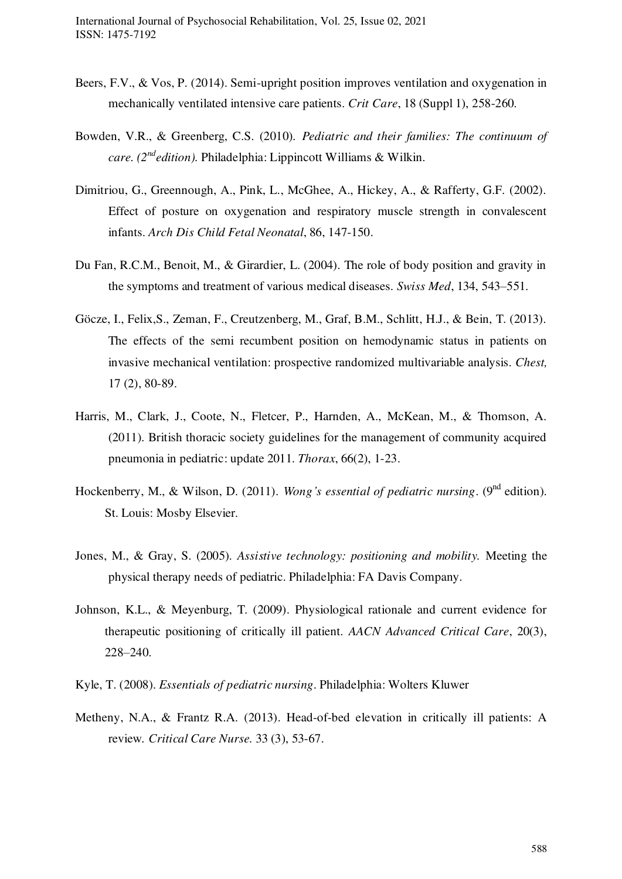Beers, F.V., & Vos, P. (2014). Semi-upright position improves ventilation and oxygenation in mechanically ventilated intensive care patients. *Crit Care*, 18 (Suppl 1), 258-260.

Bowden, V.R., & Greenberg, C.S. (2010). *Pediatric and their families: The continuum of care. (2nd edition).* Philadelphia: Lippincott Williams & Wilkin.

Dimitriou, G., Greennough, A., Pink, L., McGhee, A., Hickey, A., & Rafferty, G.F. (2002). Effect of posture on oxygenation and respiratory muscle strength in convalescent infants. *Arch Dis Child Fetal Neonatal*, 86, 147-150.

Du Fan, R.C.M., Benoit, M., & Girardier, L. (2004). The role of body position and gravity in the symptoms and treatment of various medical diseases. *Swiss Med*, 134, 543–551.

Göcze, I., Felix,S., Zeman, F., Creutzenberg, M., Graf, B.M., Schlitt, H.J., & Bein, T. (2013). The effects of the semi recumbent position on hemodynamic status in patients on invasive mechanical ventilation: prospective randomized multivariable analysis. *Chest,* 17 (2), 80-89.

Harris, M., Clark, J., Coote, N., Fletcer, P., Harnden, A., McKean, M., & Thomson, A. (2011). British thoracic society guidelines for the management of community acquired pneumonia in pediatric: update 2011. *Thorax*, 66(2), 1-23.

Hockenberry, M., & Wilson, D. (2011). *Wong's essential of pediatric nursing*. (9nd edition). St. Louis: Mosby Elsevier.

Jones, M., & Gray, S. (2005). *Assistive technology: positioning and mobility.* Meeting the physical therapy needs of pediatric. Philadelphia: FA Davis Company.

Johnson, K.L., & Meyenburg, T. (2009). Physiological rationale and current evidence for therapeutic positioning of critically ill patient. *AACN Advanced Critical Care*, 20(3), 228–240.

Kyle, T. (2008). *Essentials of pediatric nursing*. Philadelphia: Wolters Kluwer

Metheny, N.A., & Frantz R.A. (2013). Head-of-bed elevation in critically ill patients: A review. *Critical Care Nurse.* 33 (3), 53-67.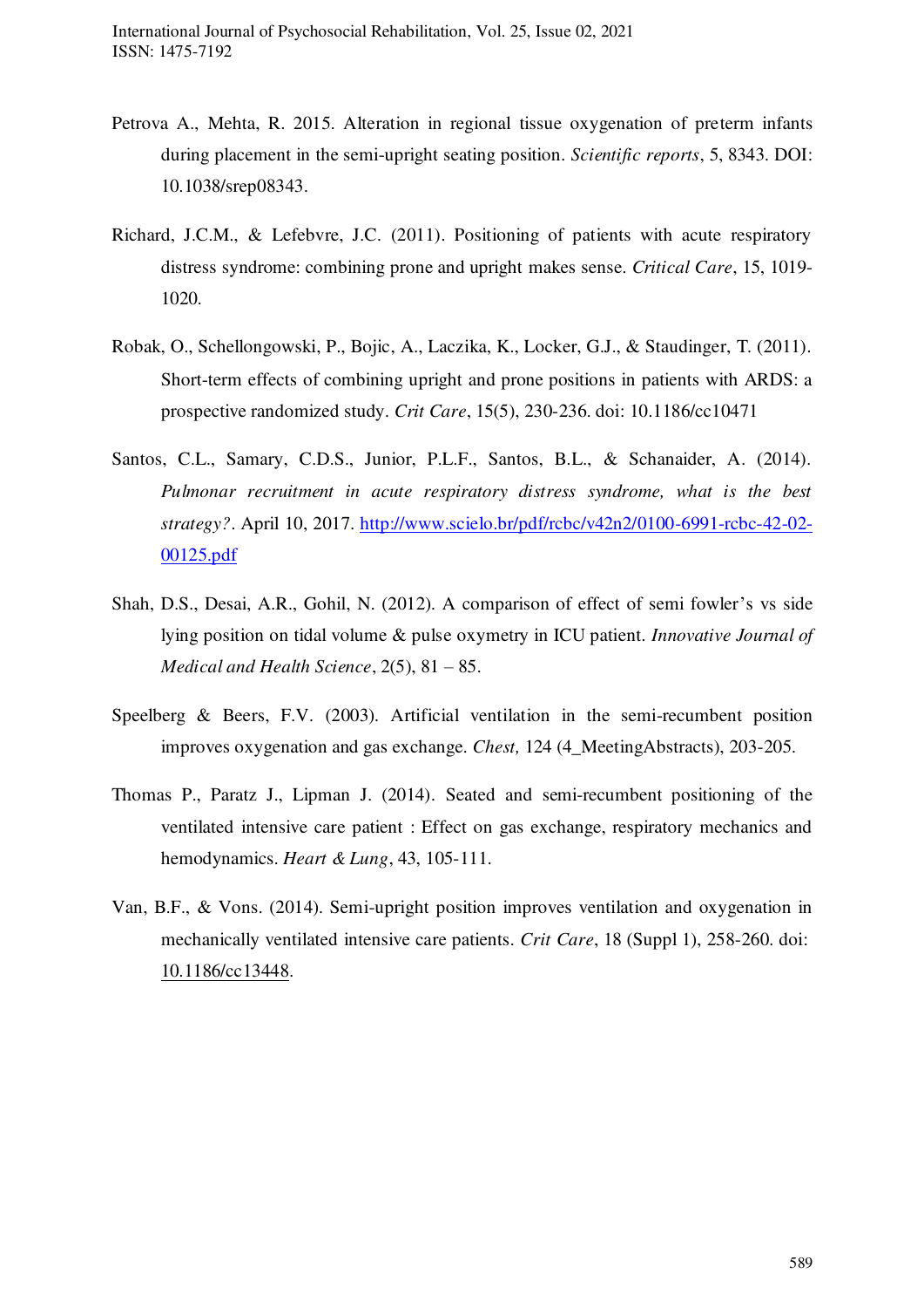Petrova A., Mehta, R. 2015. Alteration in regional tissue oxygenation of preterm infants during placement in the semi-upright seating position. *Scientific reports*, 5, 8343. DOI: 10.1038/srep08343.

Richard, J.C.M., & Lefebvre, J.C. (2011). Positioning of patients with acute respiratory distress syndrome: combining prone and upright makes sense. *Critical Care*, 15, 1019-1020.

Robak, O., Schellongowski, P., Bojic, A., Laczika, K., Locker, G.J., & Staudinger, T. (2011). Short-term effects of combining upright and prone positions in patients with ARDS: a prospective randomized study. *Crit Care*, 15(5), 230-236. doi: 10.1186/cc10471

Santos, C.L., Samary, C.D.S., Junior, P.L.F., Santos, B.L., & Schanaider, A. (2014). *Pulmonar recruitment in acute respiratory distress syndrome, what is the best strategy?*. April 10, 2017. [http://www.scielo.br/pdf/rcbc/v42n2/0100-6991-rcbc-42-02-00125.pdf](http://www.scielo.br/pdf/rcbc/v42n2/0100-6991-rcbc-42-02-00125.pdf)

Shah, D.S., Desai, A.R., Gohil, N. (2012). A comparison of effect of semi fowler's vs side lying position on tidal volume & pulse oxymetry in ICU patient. *Innovative Journal of Medical and Health Science*, 2(5), 81 – 85.

Speelberg & Beers, F.V. (2003). Artificial ventilation in the semi-recumbent position improves oxygenation and gas exchange. *Chest,* 124 (4_MeetingAbstracts), 203-205.

Thomas P., Paratz J., Lipman J. (2014). Seated and semi-recumbent positioning of the ventilated intensive care patient : Effect on gas exchange, respiratory mechanics and hemodynamics. *Heart & Lung*, 43, 105-111.

Van, B.F., & Vons. (2014). Semi-upright position improves ventilation and oxygenation in mechanically ventilated intensive care patients. *Crit Care*, 18 (Suppl 1), 258-260. doi: 10.1186/cc13448.